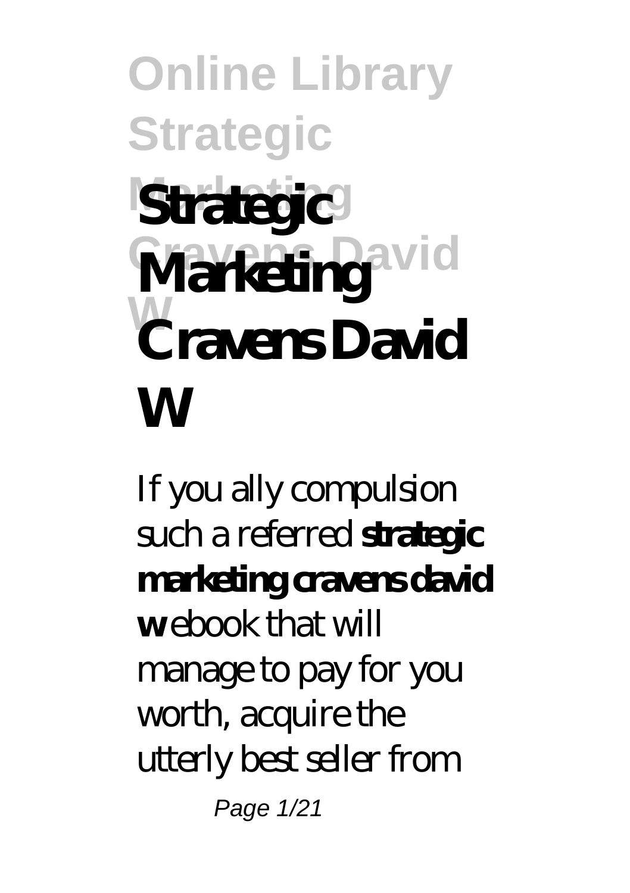# Strategic Marketing Cravens David W

If you ally compulsion such a referred **strategic marketing cravens david w** ebook that will manage to pay for you worth, acquire the utterly best seller from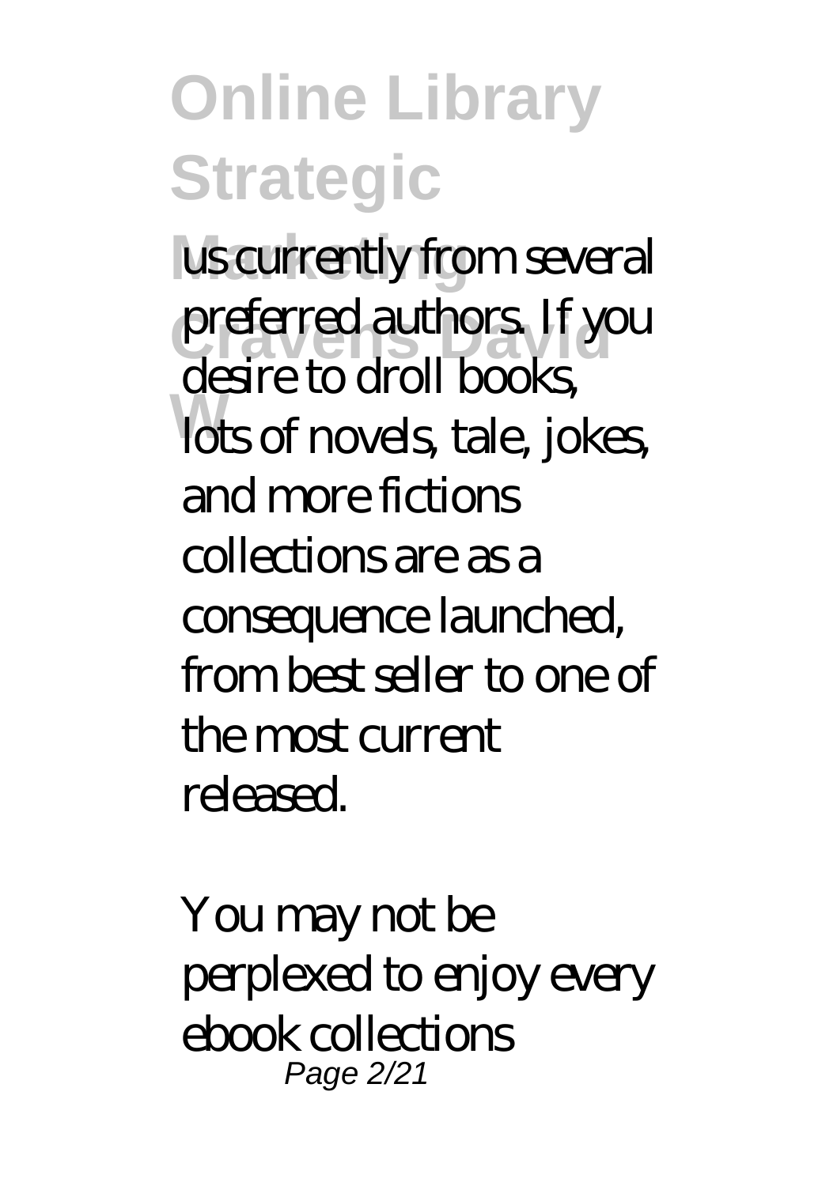us currently from several preferred authors. If you desire to droll books, lots of novels, tale, jokes, and more fictions collections are as a consequence launched, from best seller to one of the most current released.

You may not be perplexed to enjoy every ebook collections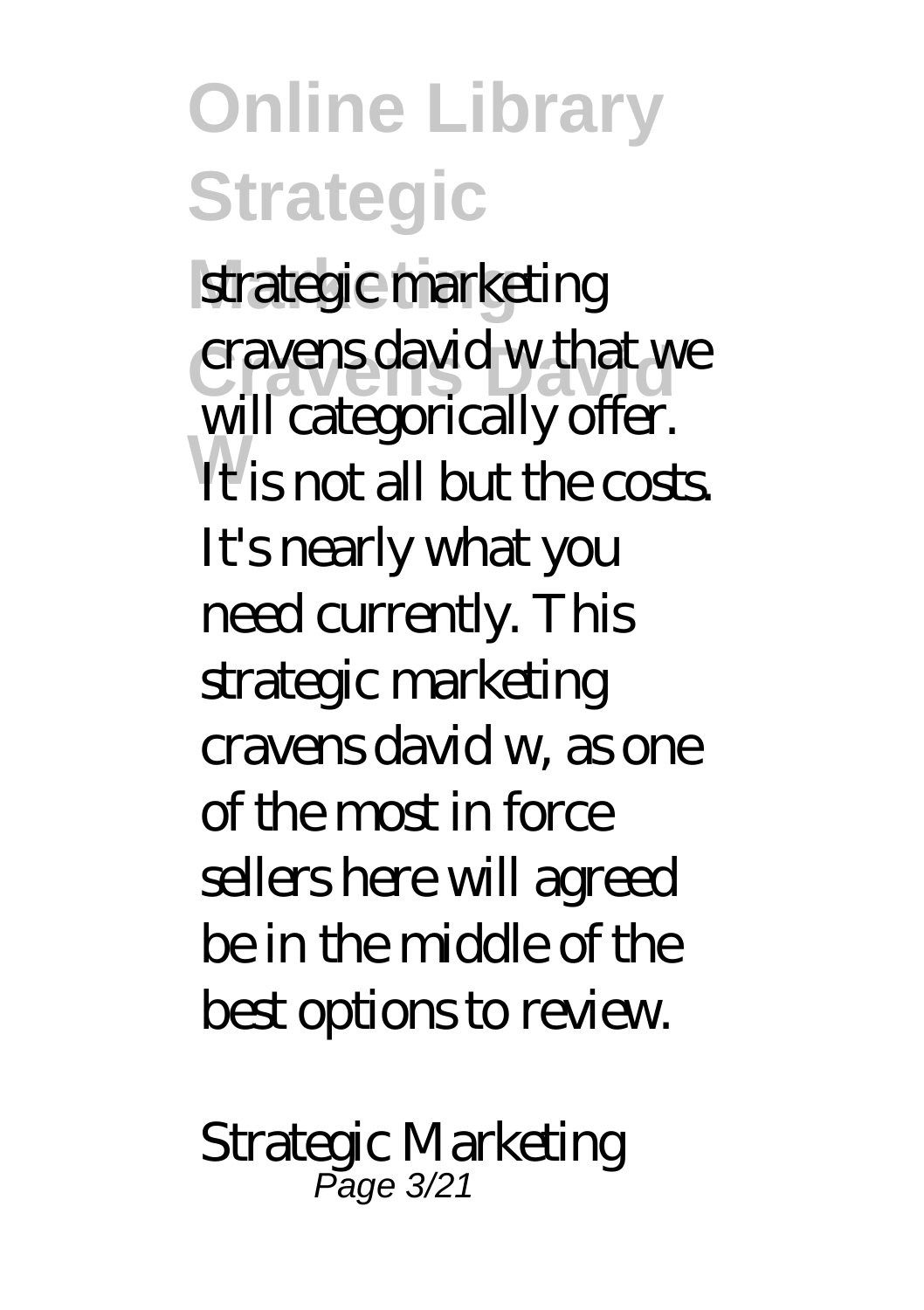strategic marketing cravens david w that we will categorically offer. It is not all but the costs. It's nearly what you need currently. This strategic marketing cravens david w, as one of the most in force sellers here will agreed be in the middle of the best options to review.

*Strategic Marketing*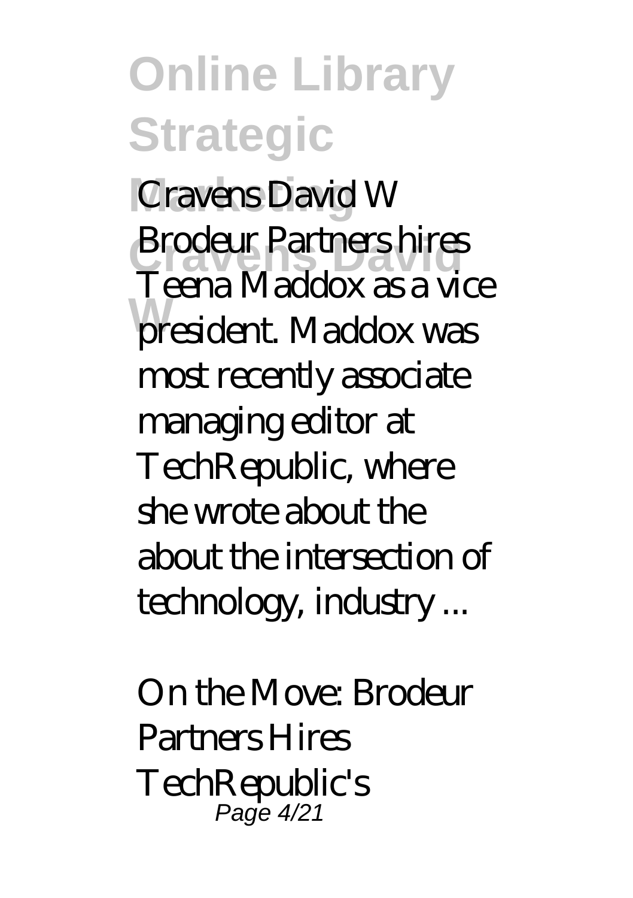Brodeur Partners hires Teena Maddox as a vice president. Maddox was most recently associate managing editor at TechRepublic, where she wrote about the about the intersection of technology, industry ...

*On the Move: Brodeur Partners Hires TechRepublic's*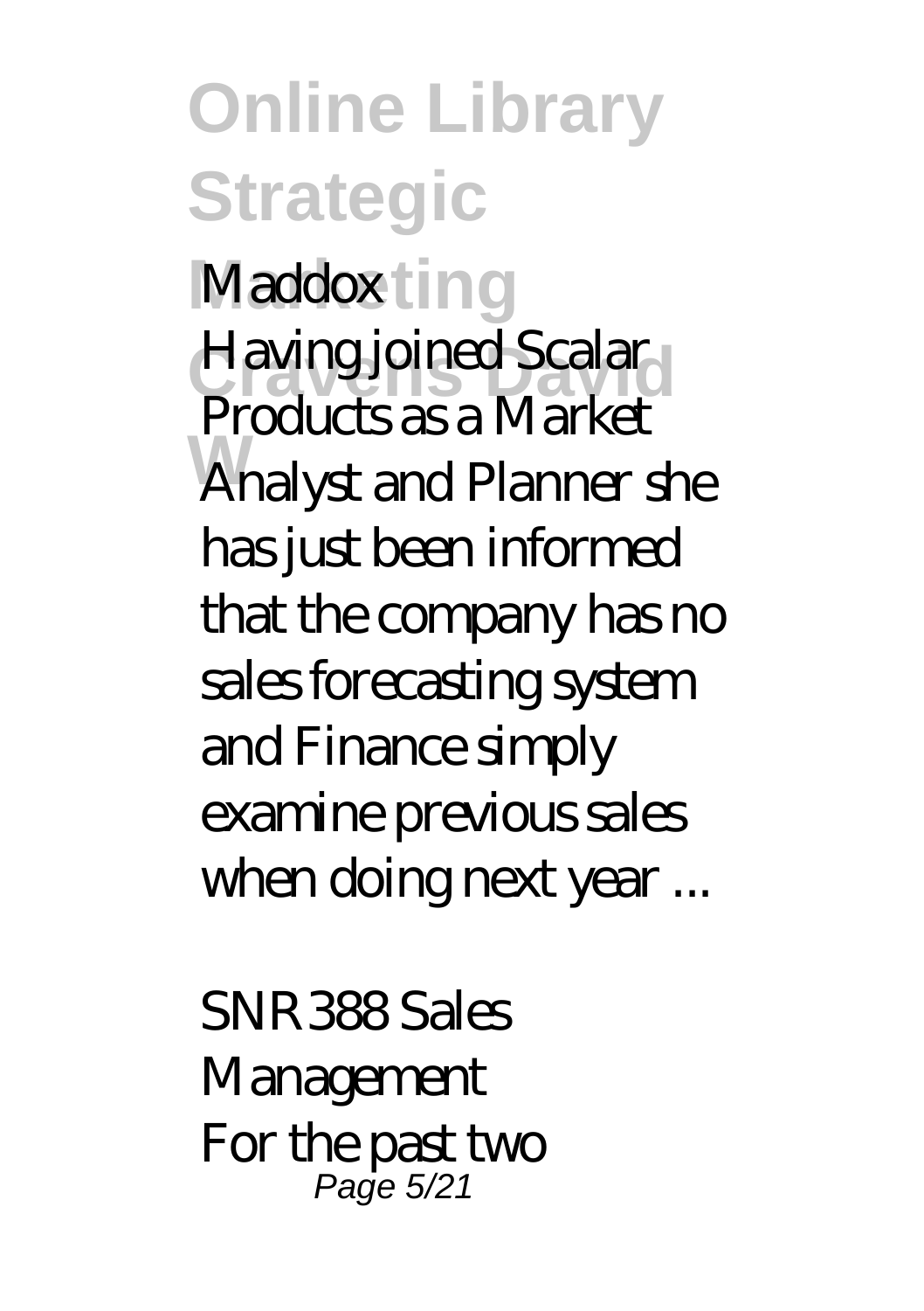*Maddox*

Having joined Scalar Products as a Market Analyst and Planner she has just been informed that the company has no sales forecasting system and Finance simply examine previous sales when doing next year ...

*SNR388 Sales Management*

For the past two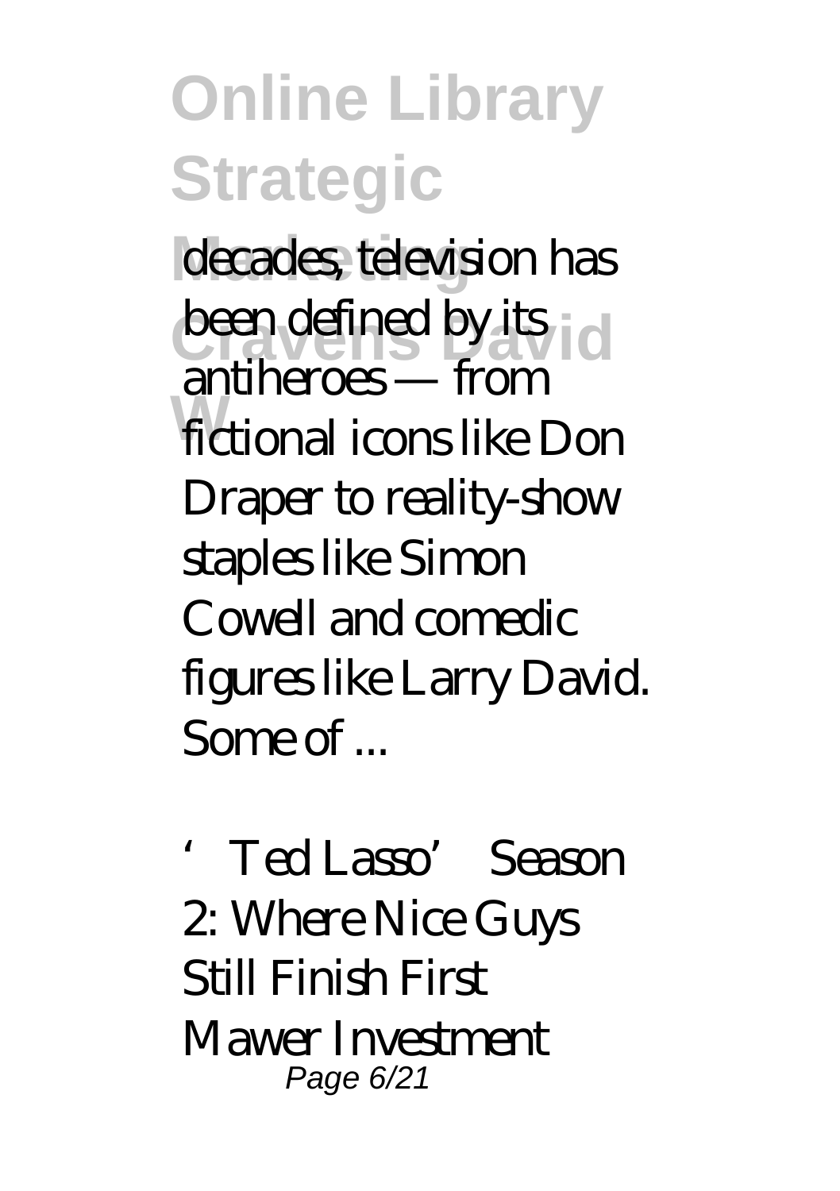decades, television has been defined by its antiheroes — from fictional icons like Don Draper to reality-show staples like Simon Cowell and comedic figures like Larry David. Some of ...

'Ted Lasso' Season 2: Where Nice Guys Still Finish First

Mawer Investment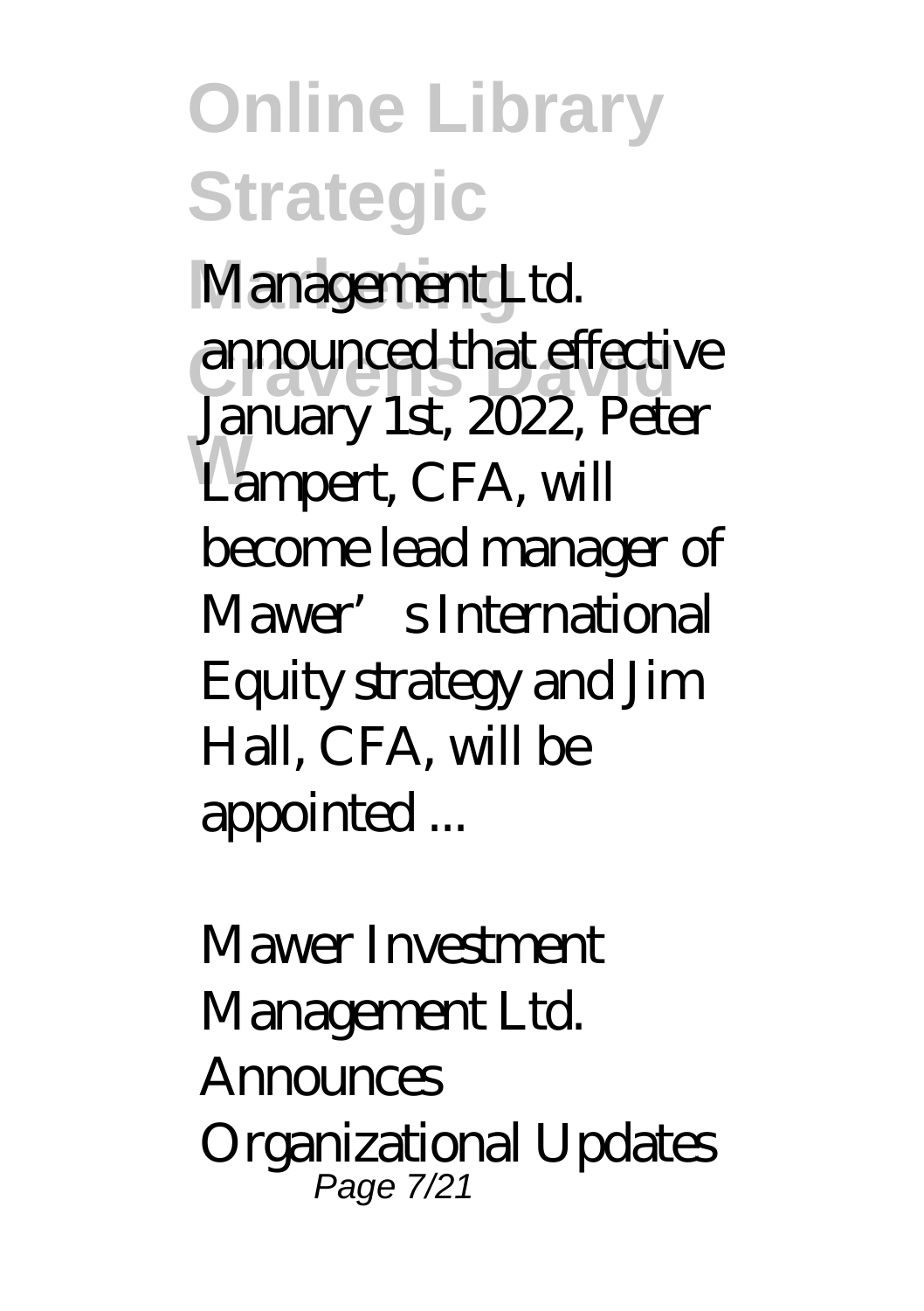Management Ltd. announced that effective January 1st, 2022, Peter Lampert, CFA, will become lead manager of Mawer's International Equity strategy and Jim Hall, CFA, will be appointed ...

*Mawer Investment Management Ltd. Announces Organizational Updates*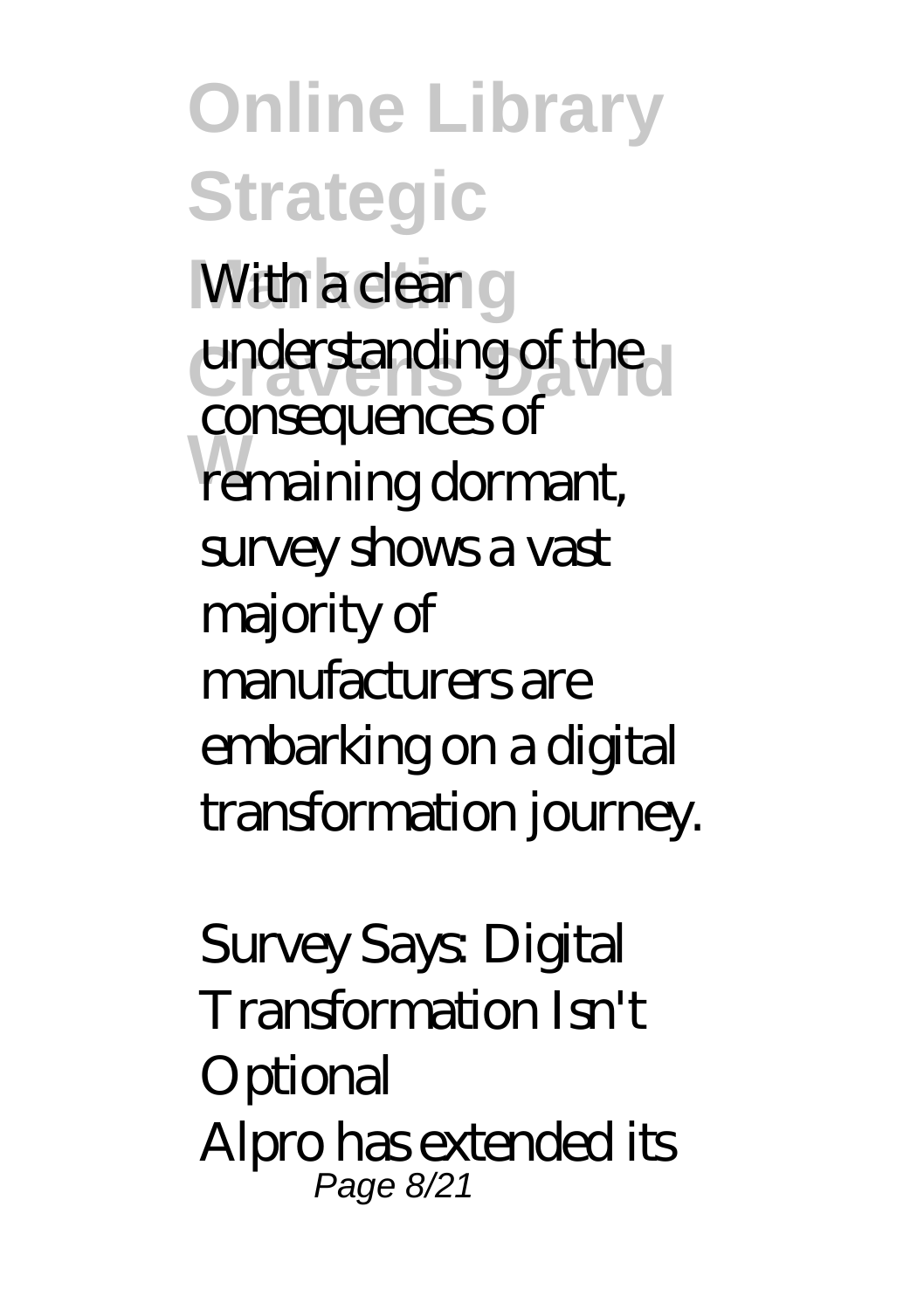With a clear understanding of the consequences of remaining dormant, survey shows a vast majority of manufacturers are embarking on a digital transformation journey.

*Survey Says: Digital Transformation Isn't Optional*

Alpro has extended its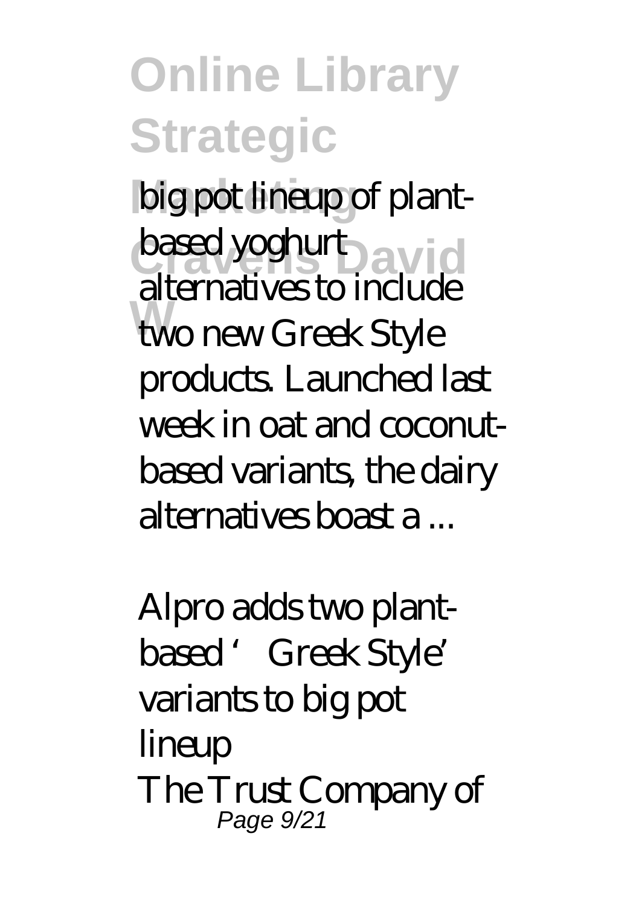big pot lineup of plant-based yoghurt alternatives to include two new Greek Style products. Launched last week in oat and coconut-based variants, the dairy alternatives boast a ...

*Alpro adds two plant-based 'Greek Style' variants to big pot lineup*

The Trust Company of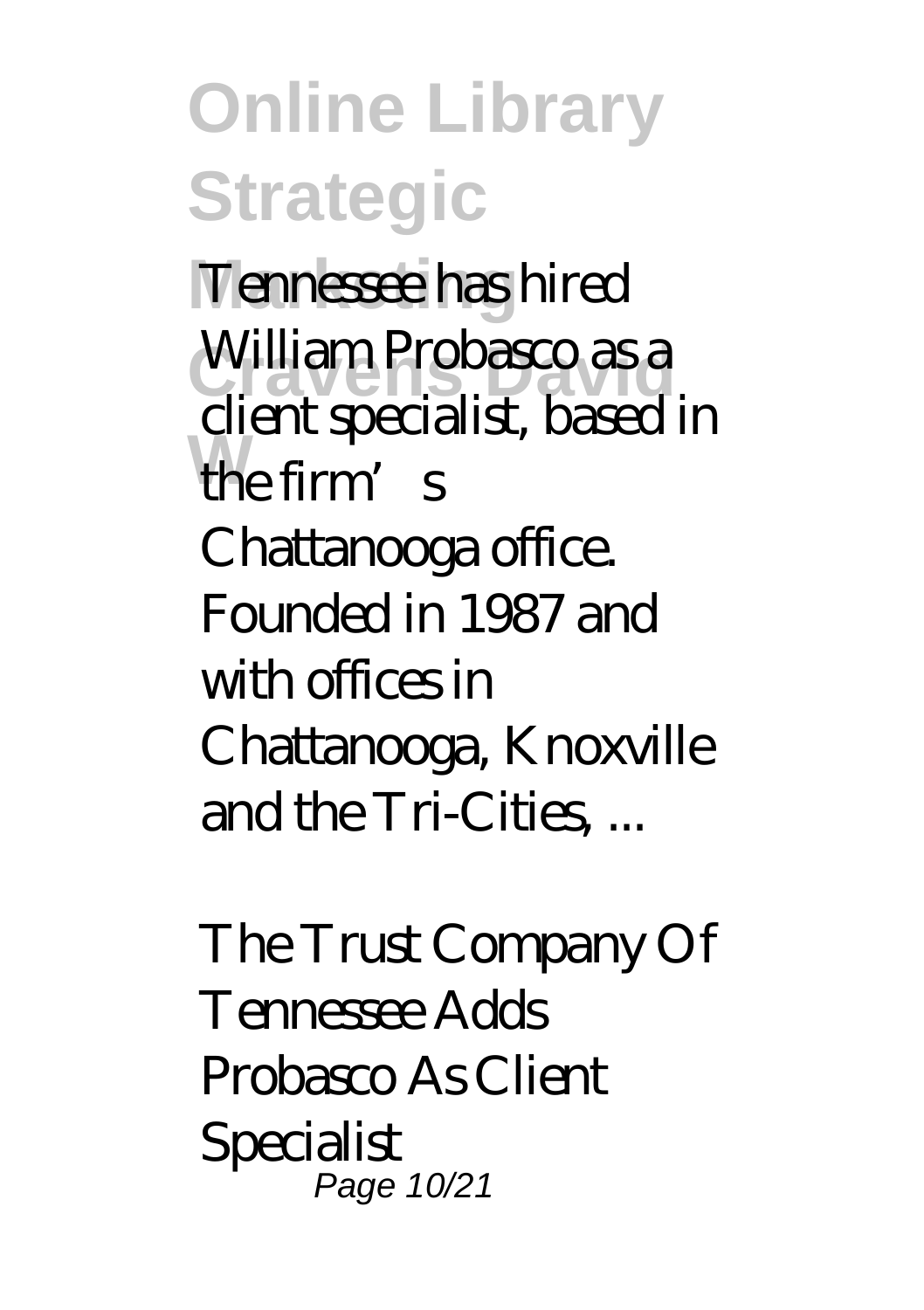Tennessee has hired William Probasco as a client specialist, based in the firm's Chattanooga office. Founded in 1987 and with offices in Chattanooga, Knoxville and the Tri-Cities, ...

*The Trust Company Of Tennessee Adds Probasco As Client Specialist*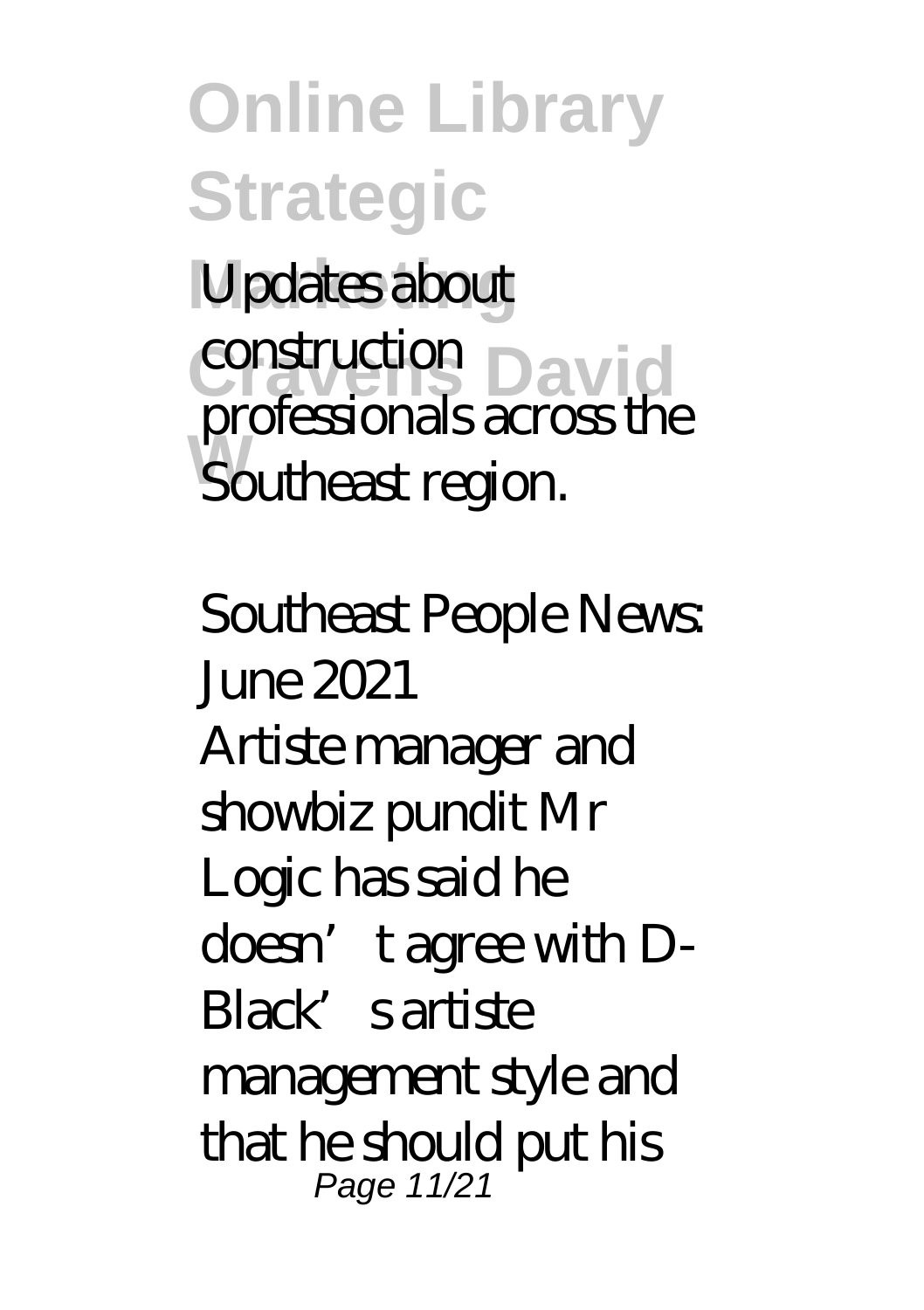Updates about construction professionals across the Southeast region.

*Southeast People News: June 2021*

Artiste manager and showbiz pundit Mr Logic has said he doesn't agree with D-Black's artiste management style and that he should put his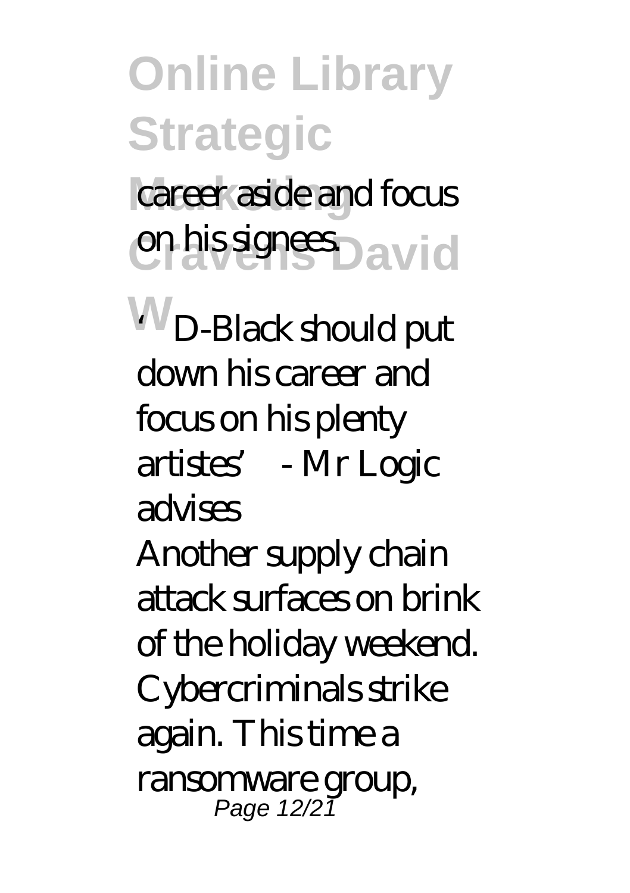career aside and focus on his signees.

'D-Black should put down his career and focus on his plenty artistes' - Mr Logic advises

Another supply chain attack surfaces on brink of the holiday weekend. Cybercriminals strike again. This time a ransomware group,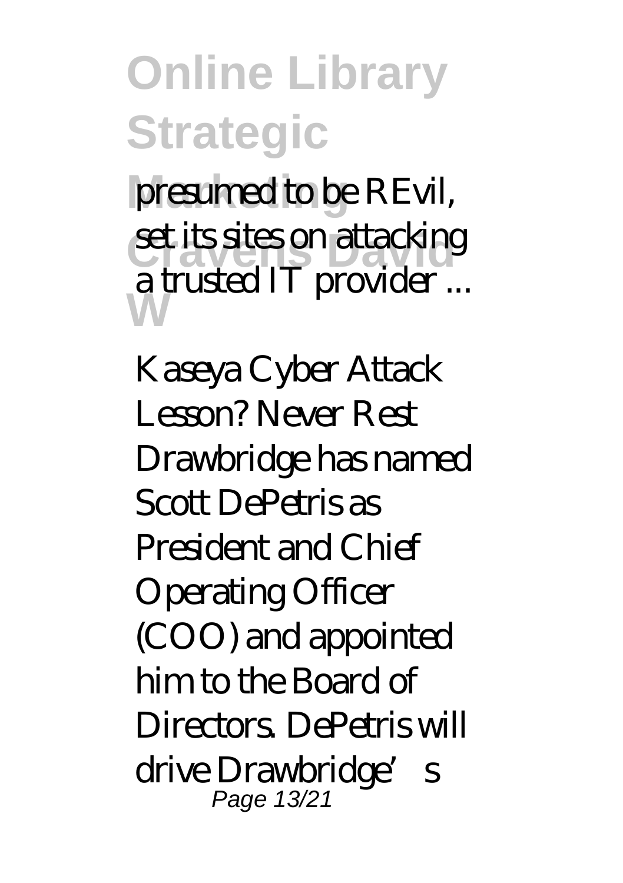presumed to be REvil, set its sites on attacking a trusted IT provider ...

Kaseya Cyber Attack Lesson? Never Rest
Drawbridge has named Scott DePetris as President and Chief Operating Officer (COO) and appointed him to the Board of Directors. DePetris will drive Drawbridge's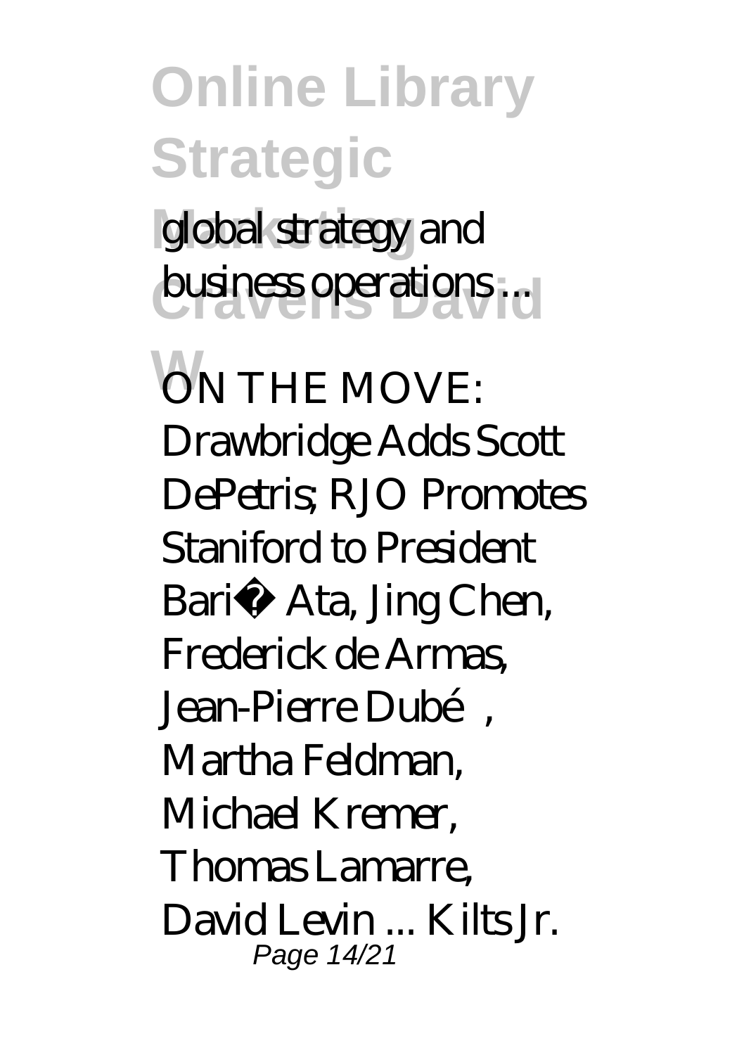global strategy and business operations ...

ON THE MOVE: Drawbridge Adds Scott DePetris; RJO Promotes Staniford to President

Bariş Ata, Jing Chen, Frederick de Armas, Jean-Pierre Dubé, Martha Feldman, Michael Kremer, Thomas Lamarre, David Levin ... Kilts Jr.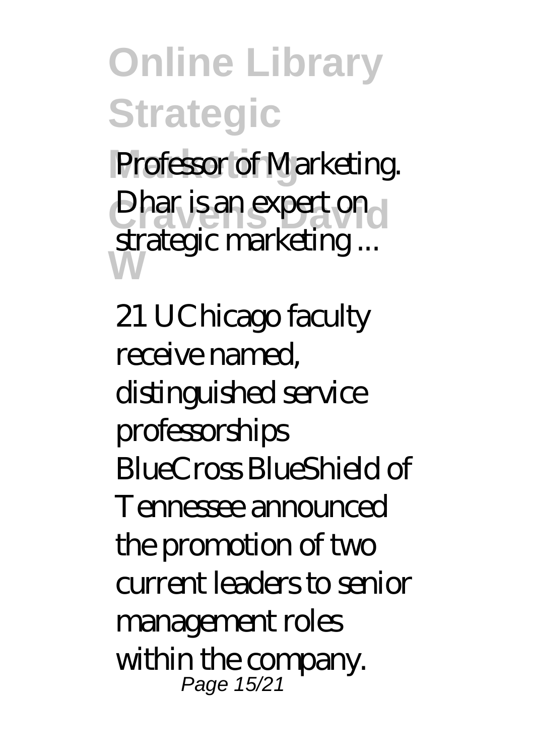Professor of Marketing. Dhar is an expert on strategic marketing ...

21 UChicago faculty receive named, distinguished service professorships

BlueCross BlueShield of Tennessee announced the promotion of two current leaders to senior management roles within the company.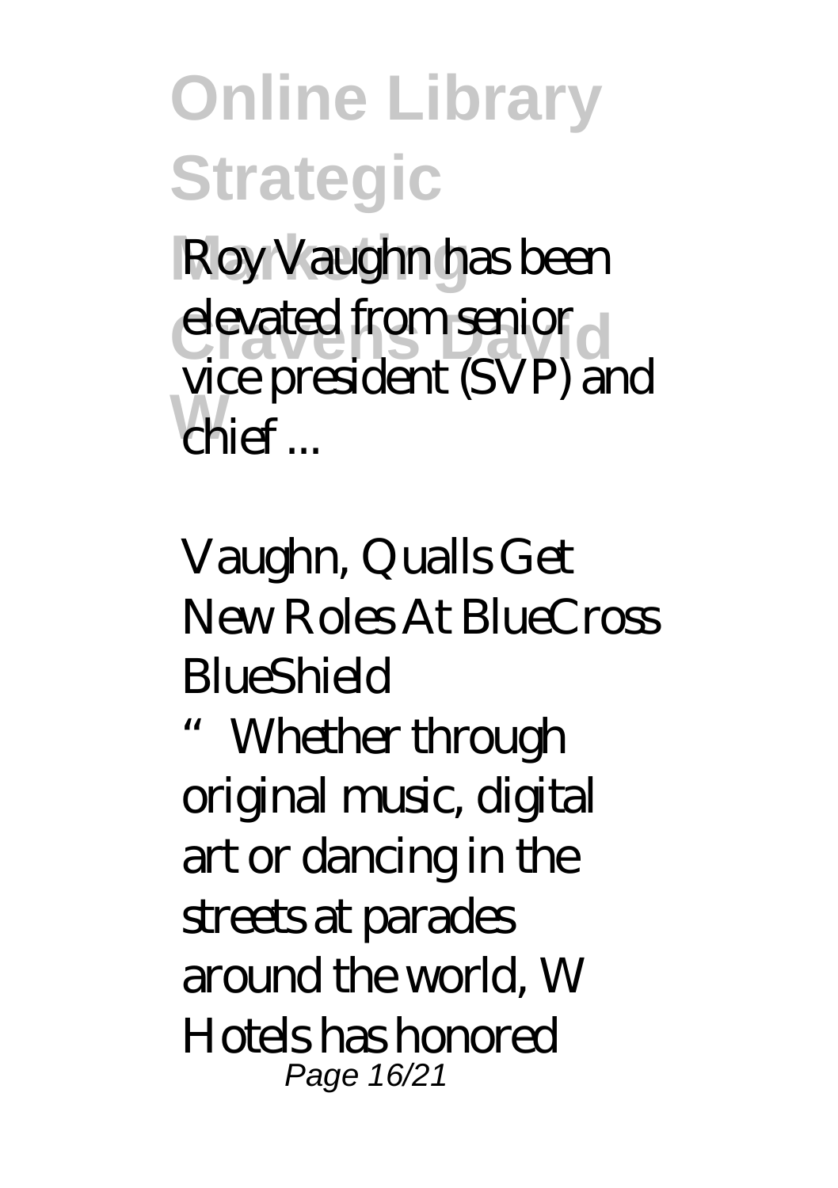Roy Vaughn has been elevated from senior vice president (SVP) and chief ...

*Vaughn, Qualls Get New Roles At BlueCross BlueShield*

"Whether through original music, digital art or dancing in the streets at parades around the world, W Hotels has honored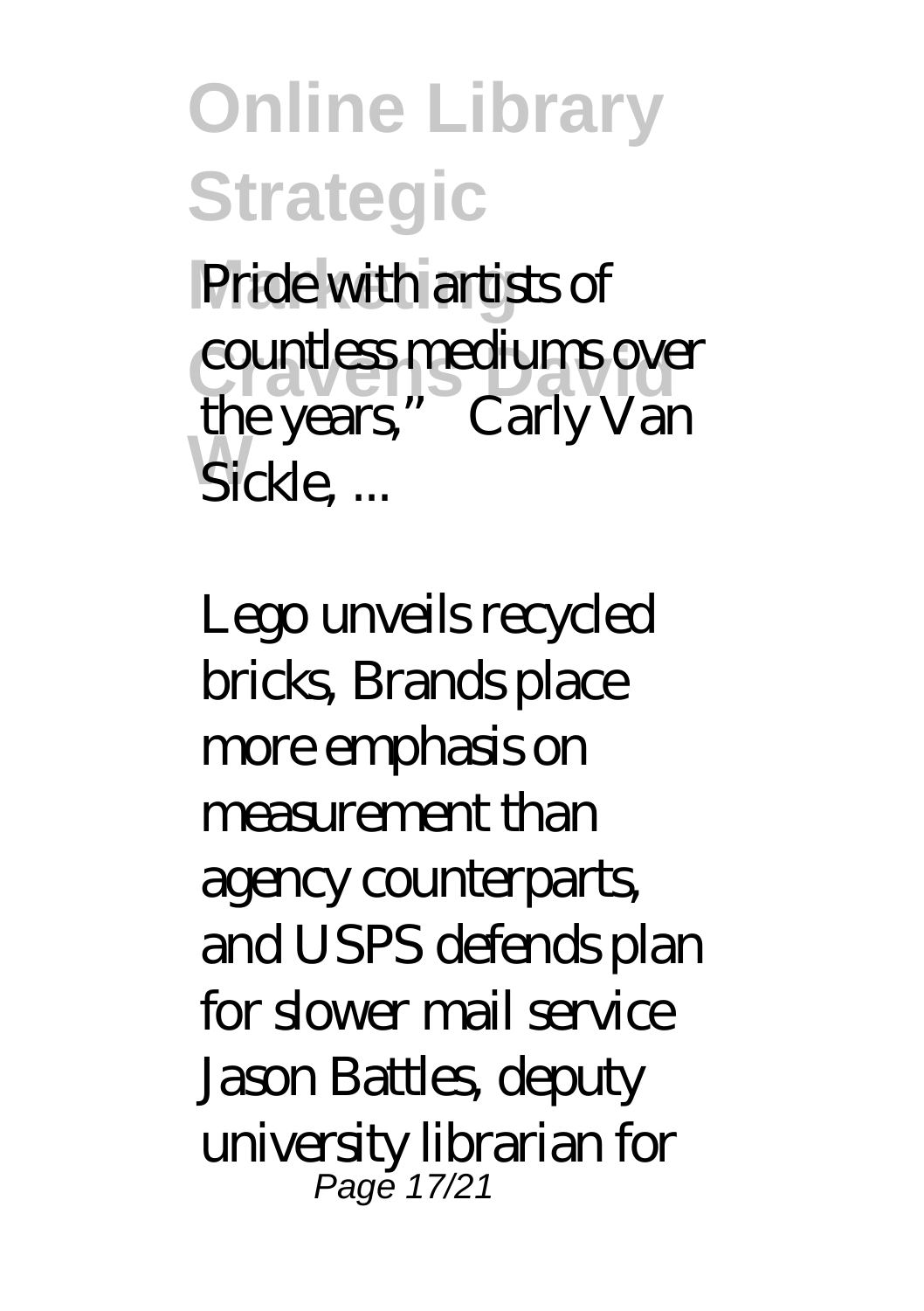Pride with artists of countless mediums over the years," Carly Van Sickle, ...

Lego unveils recycled bricks, Brands place more emphasis on measurement than agency counterparts, and USPS defends plan for slower mail service

Jason Battles, deputy university librarian for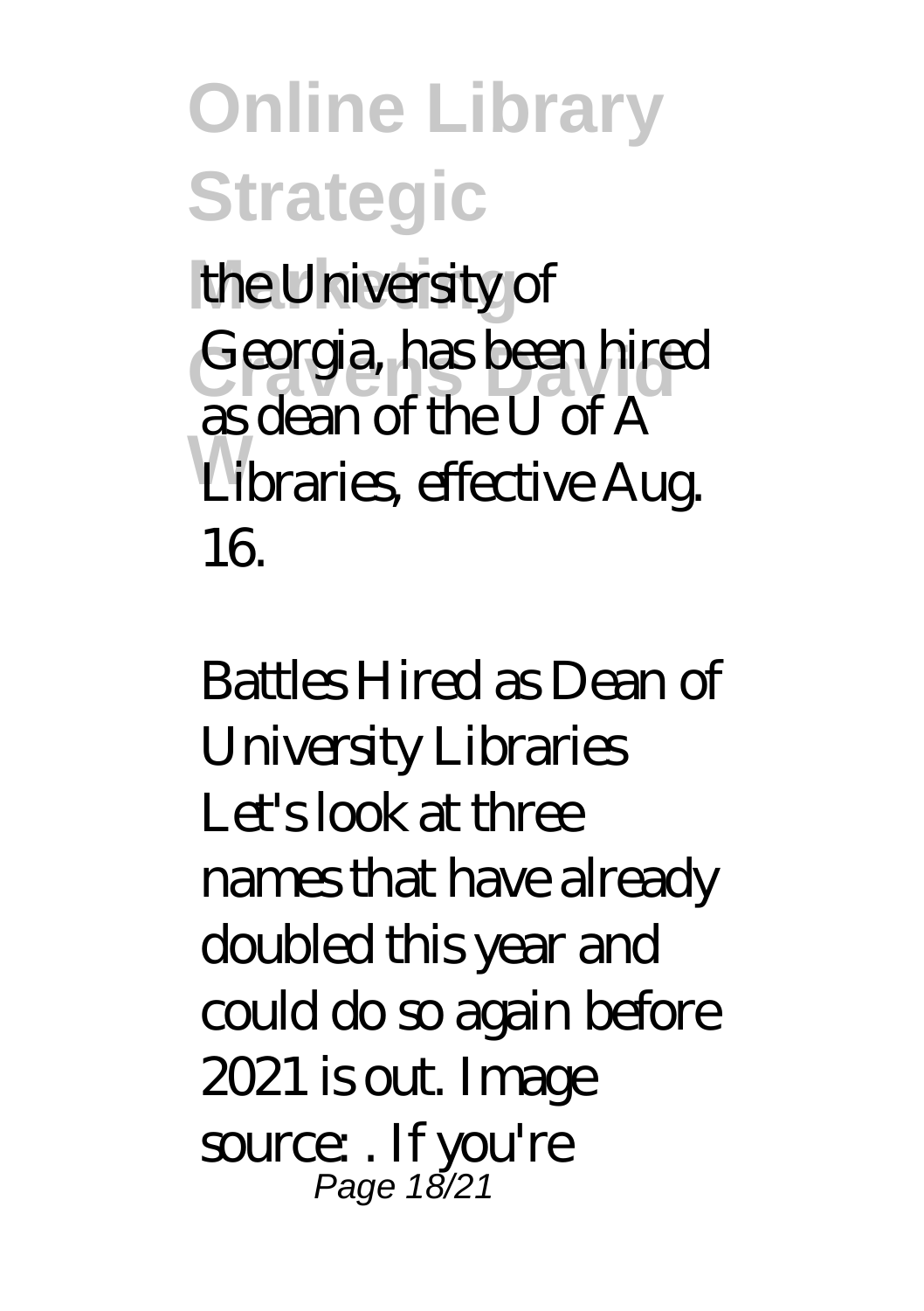the University of Georgia, has been hired as dean of the U of A Libraries, effective Aug. 16.

*Battles Hired as Dean of University Libraries*

Let's look at three names that have already doubled this year and could do so again before 2021 is out. Image source: . If you're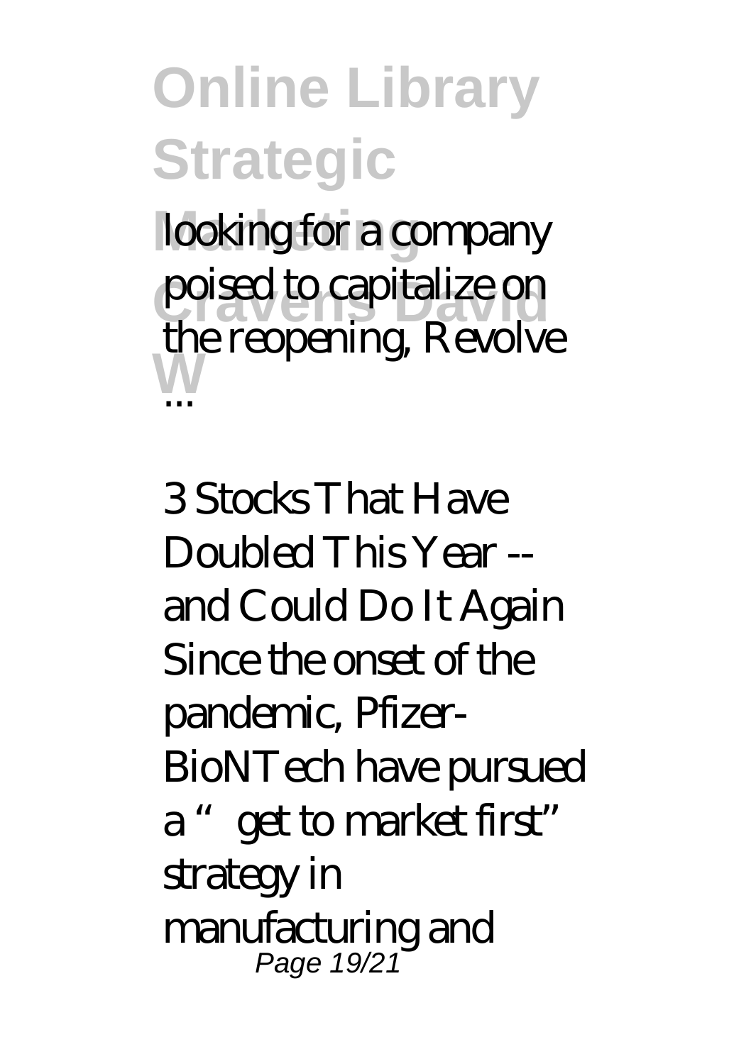looking for a company poised to capitalize on the reopening, Revolve ...

*3 Stocks That Have Doubled This Year -- and Could Do It Again*
Since the onset of the pandemic, Pfizer-BioNTech have pursued a "get to market first" strategy in manufacturing and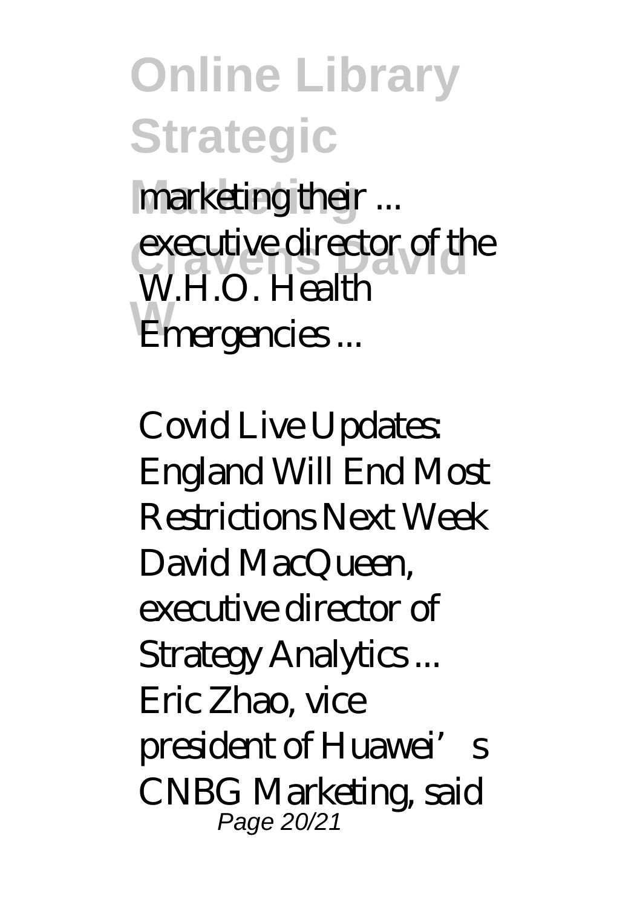marketing their ... executive director of the W.H.O. Health Emergencies ...

Covid Live Updates: England Will End Most Restrictions Next Week David MacQueen, executive director of Strategy Analytics ... Eric Zhao, vice president of Huawei's CNBG Marketing, said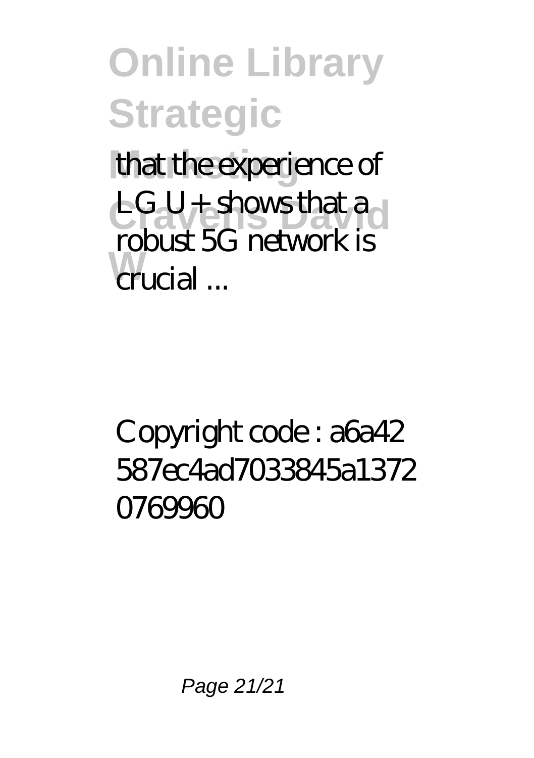that the experience of LG U+ shows that a robust 5G network is crucial ...

Copyright code : a6a42587ec4ad7033845a13720769960